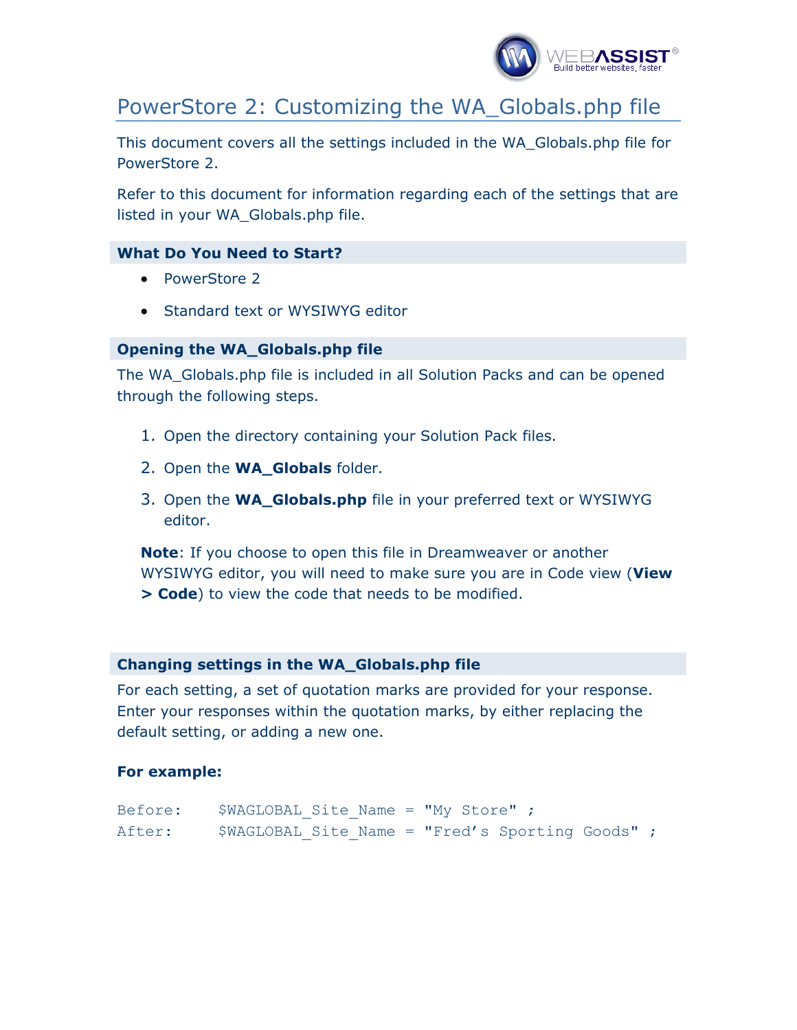# PowerStore 2: Customizing the WA_Globals.php file

This document covers all the settings included in the WA_Globals.php file for PowerStore 2.

Refer to this document for information regarding each of the settings that are listed in your WA_Globals.php file.

## What Do You Need to Start?

- PowerStore 2
- Standard text or WYSIWYG editor

## Opening the WA_Globals.php file

The WA_Globals.php file is included in all Solution Packs and can be opened through the following steps.

1. Open the directory containing your Solution Pack files.
2. Open the **WA_Globals** folder.
3. Open the **WA_Globals.php** file in your preferred text or WYSIWYG editor.

**Note**: If you choose to open this file in Dreamweaver or another WYSIWYG editor, you will need to make sure you are in Code view (**View > Code**) to view the code that needs to be modified.

## Changing settings in the WA_Globals.php file

For each setting, a set of quotation marks are provided for your response. Enter your responses within the quotation marks, by either replacing the default setting, or adding a new one.

**For example:**

```
Before:    $WAGLOBAL_Site_Name = "My Store" ;
After:     $WAGLOBAL_Site_Name = "Fred’s Sporting Goods" ;
```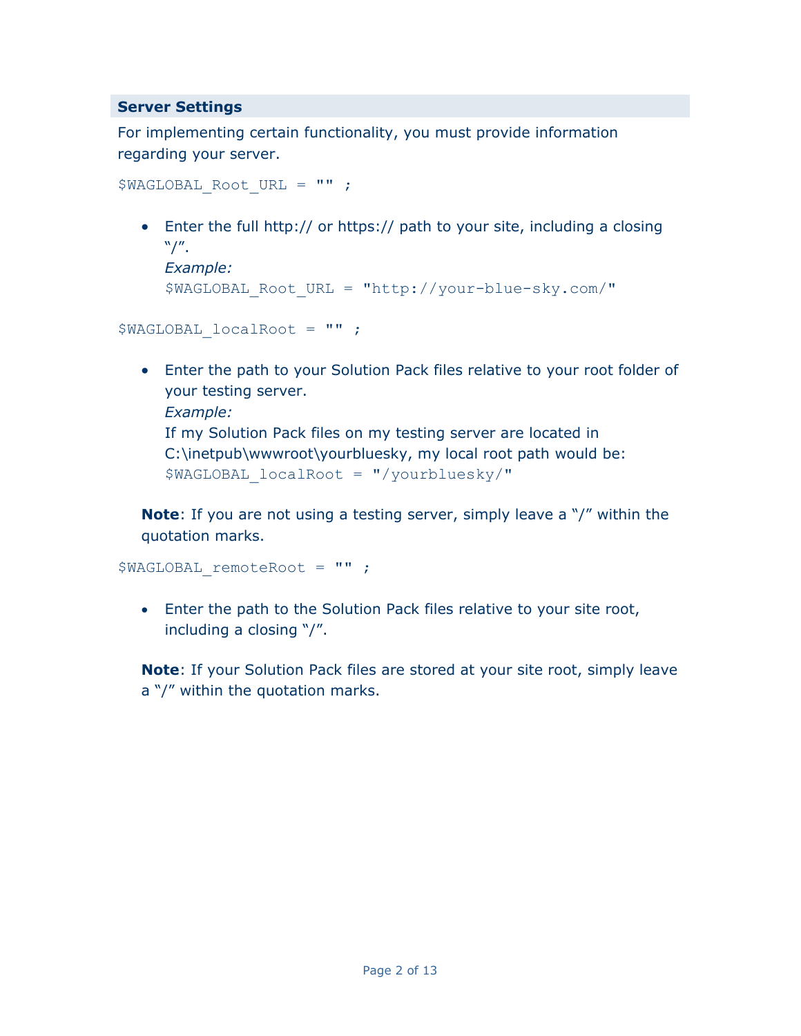## Server Settings

For implementing certain functionality, you must provide information regarding your server.

```
$WAGLOBAL_Root_URL = "" ;
```

- Enter the full http:// or https:// path to your site, including a closing "/".
  *Example:*
  `$WAGLOBAL_Root_URL = "http://your-blue-sky.com/"`

```
$WAGLOBAL_localRoot = "" ;
```

- Enter the path to your Solution Pack files relative to your root folder of your testing server.
  *Example:*
  If my Solution Pack files on my testing server are located in C:\inetpub\wwwroot\yourbluesky, my local root path would be:
  `$WAGLOBAL_localRoot = "/yourbluesky/"`

  **Note**: If you are not using a testing server, simply leave a "/" within the quotation marks.

```
$WAGLOBAL_remoteRoot = "" ;
```

- Enter the path to the Solution Pack files relative to your site root, including a closing "/".

  **Note**: If your Solution Pack files are stored at your site root, simply leave a "/" within the quotation marks.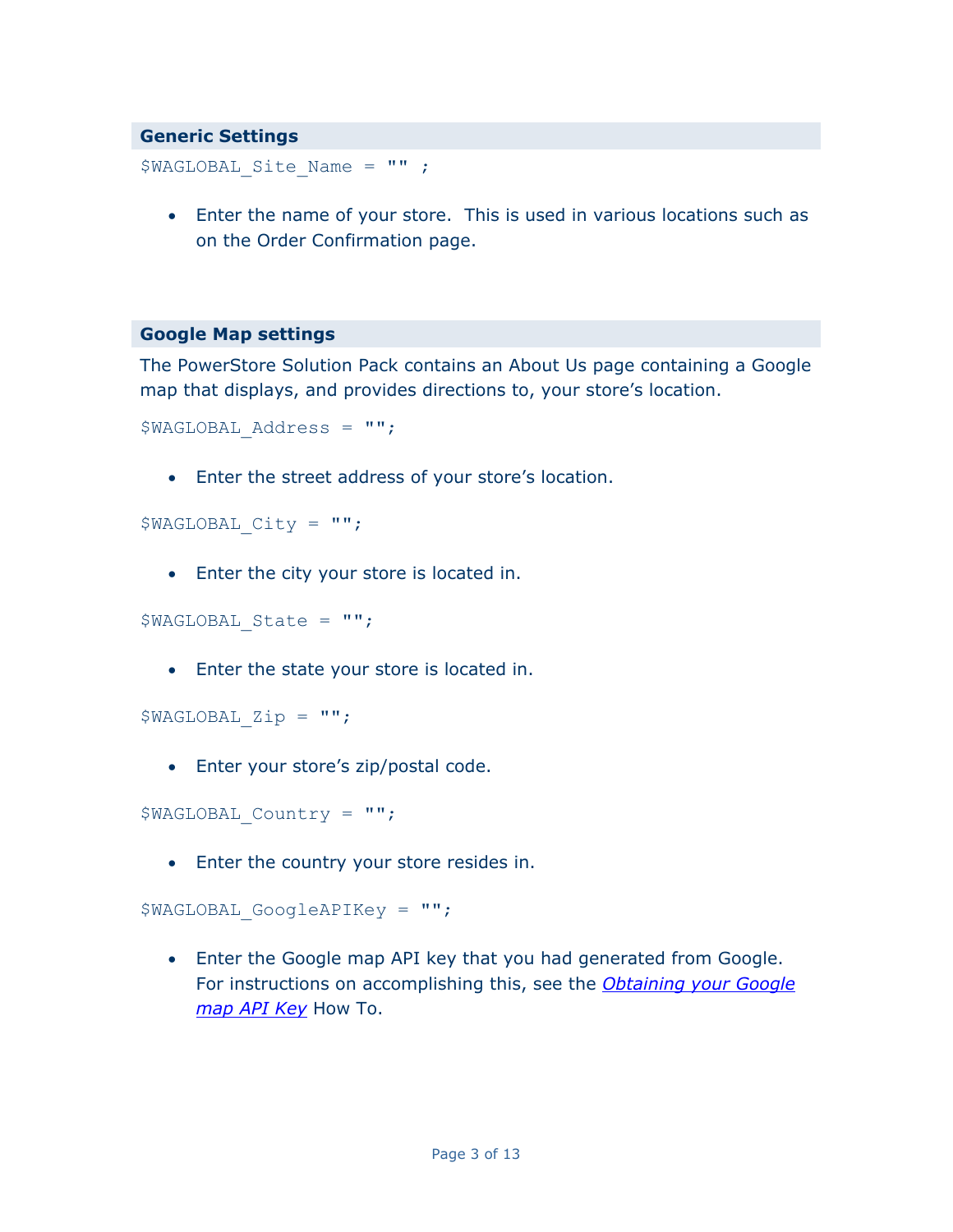## Generic Settings

```
$WAGLOBAL_Site_Name = "" ;
```

- Enter the name of your store. This is used in various locations such as on the Order Confirmation page.

## Google Map settings

The PowerStore Solution Pack contains an About Us page containing a Google map that displays, and provides directions to, your store's location.

```
$WAGLOBAL_Address = "";
```

- Enter the street address of your store's location.

```
$WAGLOBAL_City = "";
```

- Enter the city your store is located in.

```
$WAGLOBAL_State = "";
```

- Enter the state your store is located in.

```
$WAGLOBAL_Zip = "";
```

- Enter your store's zip/postal code.

```
$WAGLOBAL_Country = "";
```

- Enter the country your store resides in.

```
$WAGLOBAL_GoogleAPIKey = "";
```

- Enter the Google map API key that you had generated from Google. For instructions on accomplishing this, see the *Obtaining your Google map API Key* How To.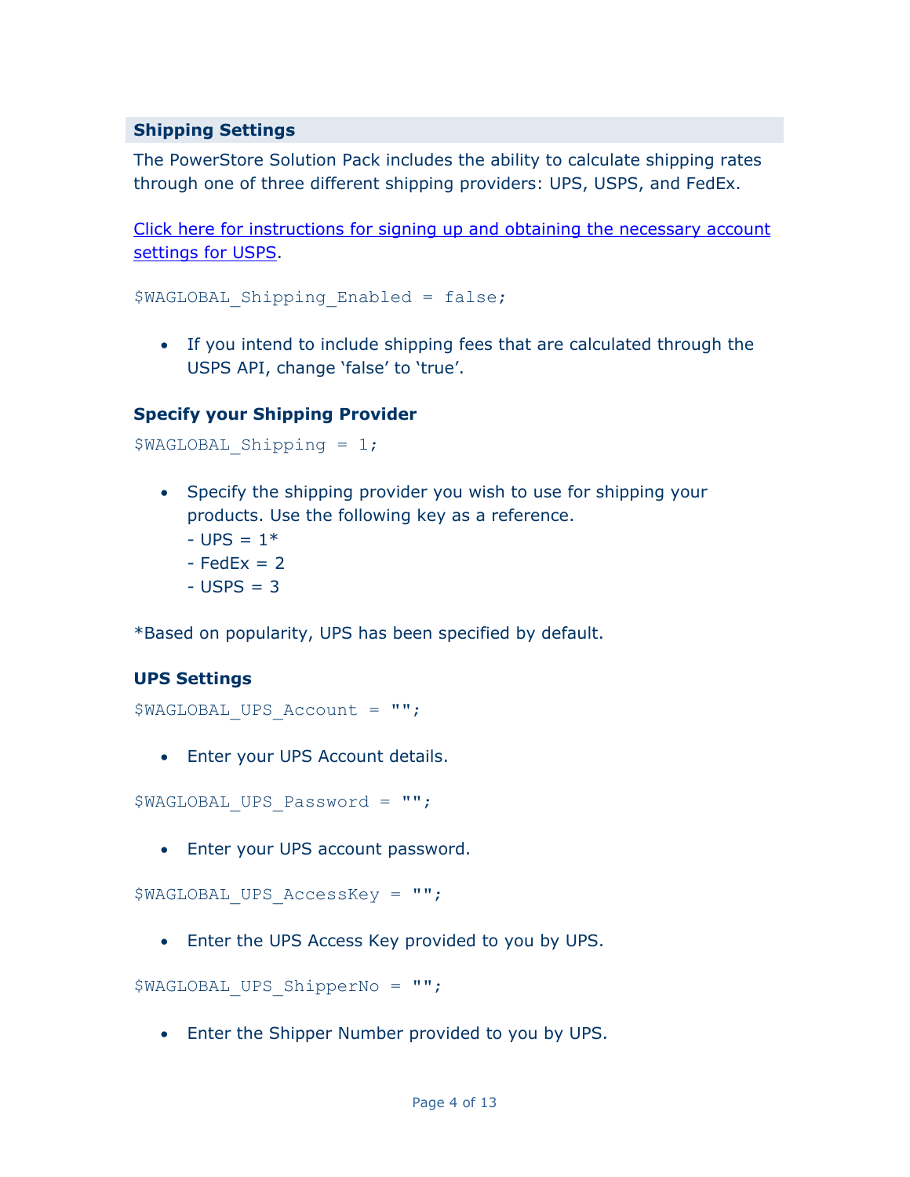## Shipping Settings

The PowerStore Solution Pack includes the ability to calculate shipping rates through one of three different shipping providers: UPS, USPS, and FedEx.

Click here for instructions for signing up and obtaining the necessary account settings for USPS.

```
$WAGLOBAL_Shipping_Enabled = false;
```

- If you intend to include shipping fees that are calculated through the USPS API, change 'false' to 'true'.

### Specify your Shipping Provider

```
$WAGLOBAL_Shipping = 1;
```

- Specify the shipping provider you wish to use for shipping your products. Use the following key as a reference.
  - UPS = 1*
  - FedEx = 2
  - USPS = 3

*Based on popularity, UPS has been specified by default.

### UPS Settings

```
$WAGLOBAL_UPS_Account = "";
```

- Enter your UPS Account details.

```
$WAGLOBAL_UPS_Password = "";
```

- Enter your UPS account password.

```
$WAGLOBAL_UPS_AccessKey = "";
```

- Enter the UPS Access Key provided to you by UPS.

```
$WAGLOBAL_UPS_ShipperNo = "";
```

- Enter the Shipper Number provided to you by UPS.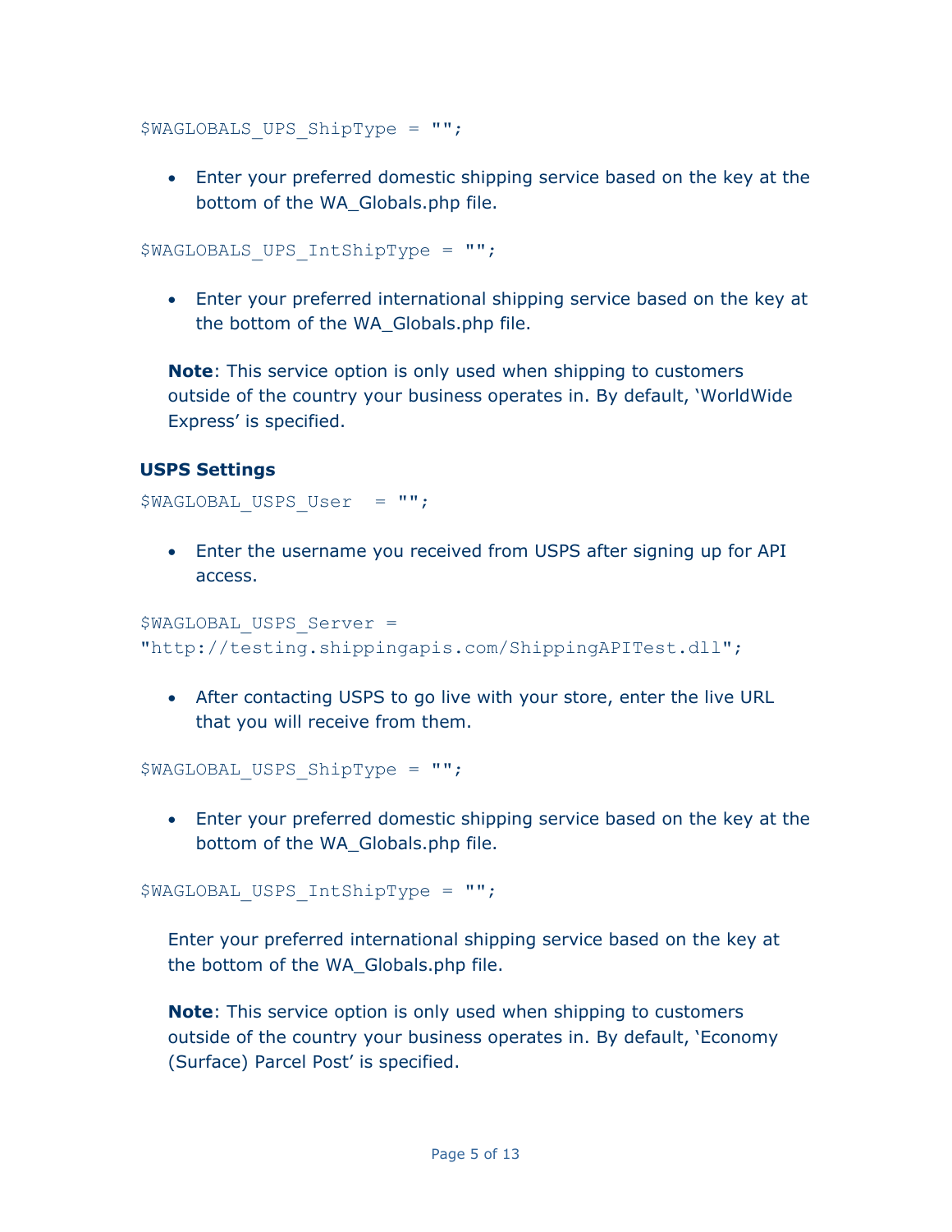```
$WAGLOBALS_UPS_ShipType = "";
```

- Enter your preferred domestic shipping service based on the key at the bottom of the WA_Globals.php file.

```
$WAGLOBALS_UPS_IntShipType = "";
```

- Enter your preferred international shipping service based on the key at the bottom of the WA_Globals.php file.

**Note**: This service option is only used when shipping to customers outside of the country your business operates in. By default, 'WorldWide Express' is specified.

### USPS Settings

```
$WAGLOBAL_USPS_User  = "";
```

- Enter the username you received from USPS after signing up for API access.

```
$WAGLOBAL_USPS_Server =
"http://testing.shippingapis.com/ShippingAPITest.dll";
```

- After contacting USPS to go live with your store, enter the live URL that you will receive from them.

```
$WAGLOBAL_USPS_ShipType = "";
```

- Enter your preferred domestic shipping service based on the key at the bottom of the WA_Globals.php file.

```
$WAGLOBAL_USPS_IntShipType = "";
```

Enter your preferred international shipping service based on the key at the bottom of the WA_Globals.php file.

**Note**: This service option is only used when shipping to customers outside of the country your business operates in. By default, 'Economy (Surface) Parcel Post' is specified.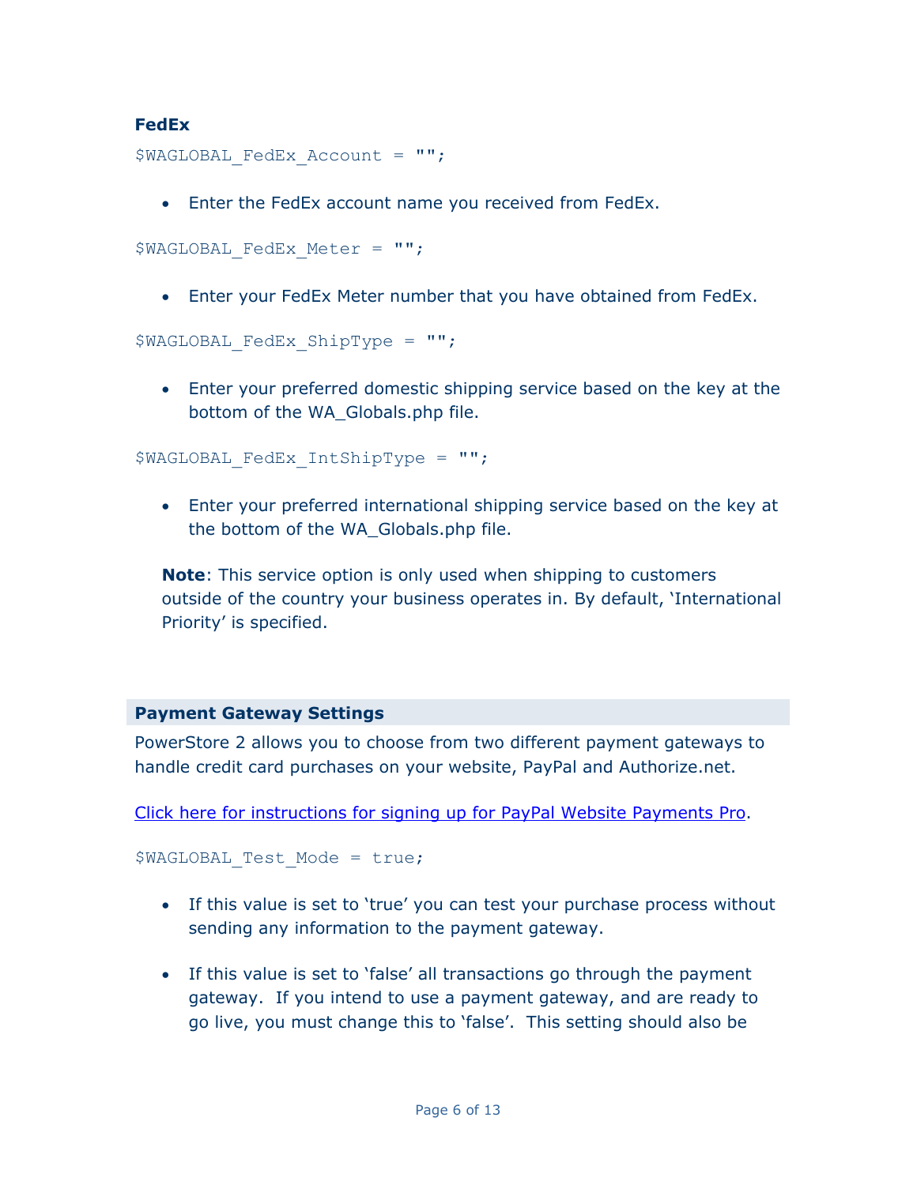### FedEx

```
$WAGLOBAL_FedEx_Account = "";
```

- Enter the FedEx account name you received from FedEx.

```
$WAGLOBAL_FedEx_Meter = "";
```

- Enter your FedEx Meter number that you have obtained from FedEx.

```
$WAGLOBAL_FedEx_ShipType = "";
```

- Enter your preferred domestic shipping service based on the key at the bottom of the WA_Globals.php file.

```
$WAGLOBAL_FedEx_IntShipType = "";
```

- Enter your preferred international shipping service based on the key at the bottom of the WA_Globals.php file.

**Note**: This service option is only used when shipping to customers outside of the country your business operates in. By default, 'International Priority' is specified.

## Payment Gateway Settings

PowerStore 2 allows you to choose from two different payment gateways to handle credit card purchases on your website, PayPal and Authorize.net.

Click here for instructions for signing up for PayPal Website Payments Pro.

```
$WAGLOBAL_Test_Mode = true;
```

- If this value is set to 'true' you can test your purchase process without sending any information to the payment gateway.
- If this value is set to 'false' all transactions go through the payment gateway. If you intend to use a payment gateway, and are ready to go live, you must change this to 'false'. This setting should also be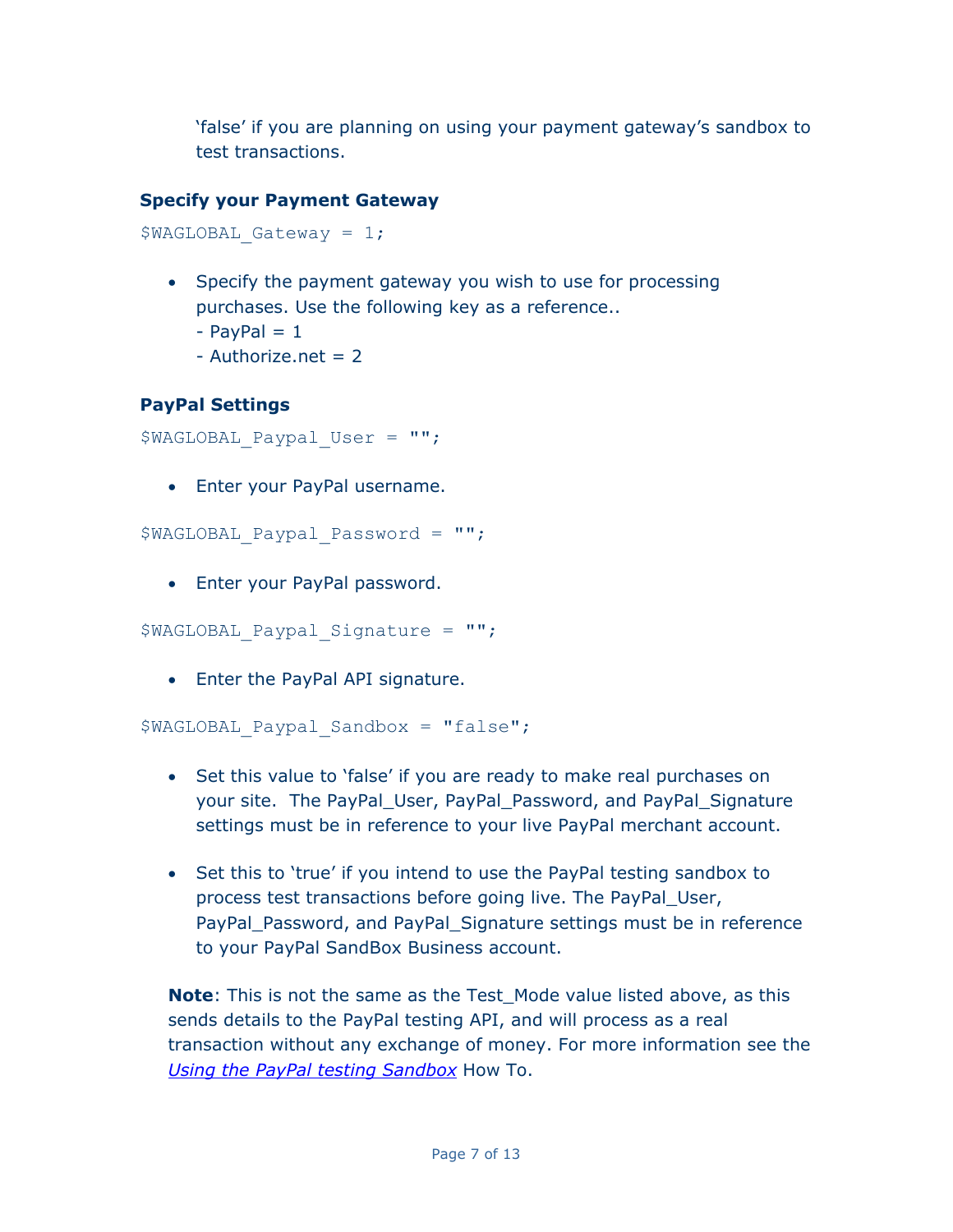'false' if you are planning on using your payment gateway's sandbox to test transactions.

### Specify your Payment Gateway

```
$WAGLOBAL_Gateway = 1;
```

- Specify the payment gateway you wish to use for processing purchases. Use the following key as a reference..
  - PayPal = 1
  - Authorize.net = 2

### PayPal Settings

```
$WAGLOBAL_Paypal_User = "";
```

- Enter your PayPal username.

```
$WAGLOBAL_Paypal_Password = "";
```

- Enter your PayPal password.

```
$WAGLOBAL_Paypal_Signature = "";
```

- Enter the PayPal API signature.

```
$WAGLOBAL_Paypal_Sandbox = "false";
```

- Set this value to 'false' if you are ready to make real purchases on your site. The PayPal_User, PayPal_Password, and PayPal_Signature settings must be in reference to your live PayPal merchant account.

- Set this to 'true' if you intend to use the PayPal testing sandbox to process test transactions before going live. The PayPal_User, PayPal_Password, and PayPal_Signature settings must be in reference to your PayPal SandBox Business account.

**Note**: This is not the same as the Test_Mode value listed above, as this sends details to the PayPal testing API, and will process as a real transaction without any exchange of money. For more information see the *Using the PayPal testing Sandbox* How To.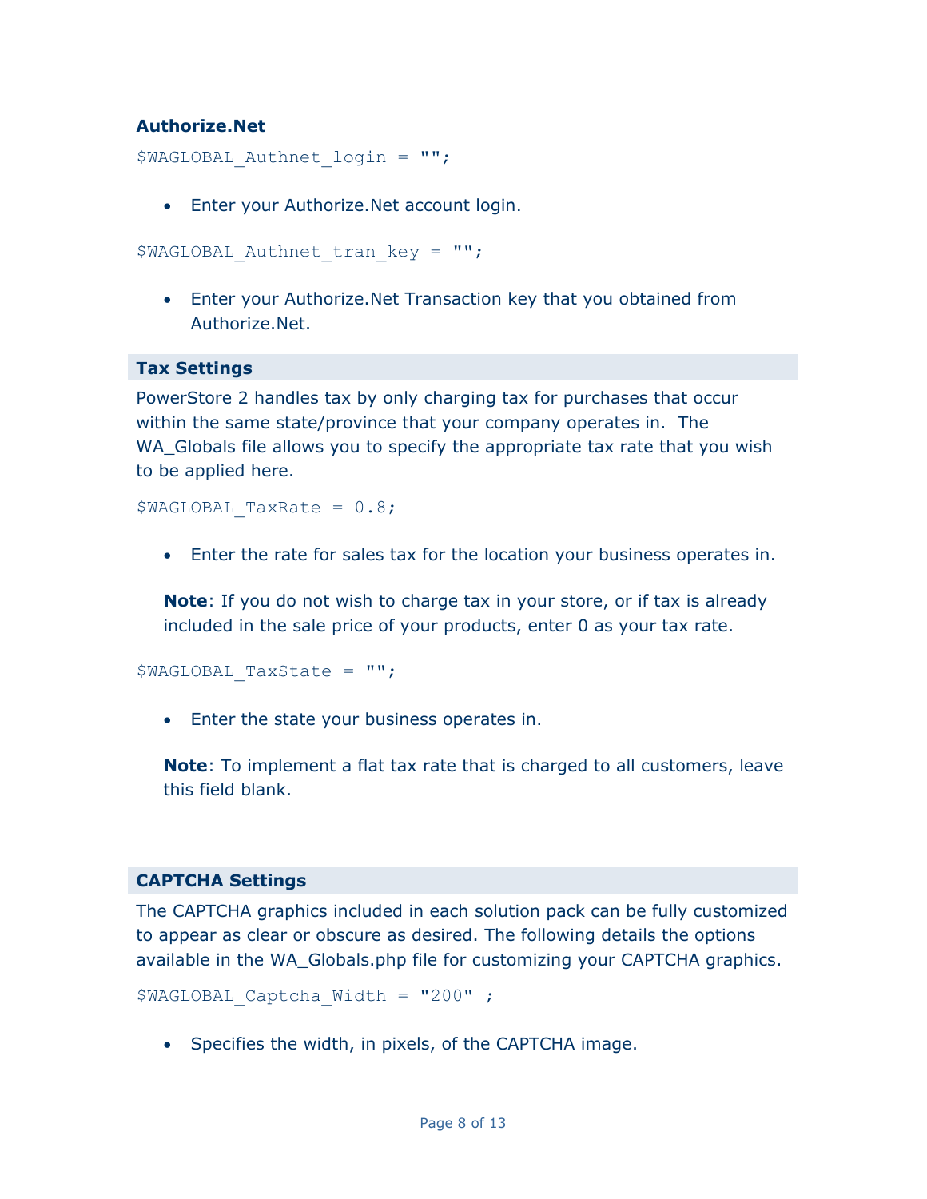### Authorize.Net

```
$WAGLOBAL_Authnet_login = "";
```

- Enter your Authorize.Net account login.

```
$WAGLOBAL_Authnet_tran_key = "";
```

- Enter your Authorize.Net Transaction key that you obtained from Authorize.Net.

### Tax Settings

PowerStore 2 handles tax by only charging tax for purchases that occur within the same state/province that your company operates in. The WA_Globals file allows you to specify the appropriate tax rate that you wish to be applied here.

```
$WAGLOBAL_TaxRate = 0.8;
```

- Enter the rate for sales tax for the location your business operates in.

**Note**: If you do not wish to charge tax in your store, or if tax is already included in the sale price of your products, enter 0 as your tax rate.

```
$WAGLOBAL_TaxState = "";
```

- Enter the state your business operates in.

**Note**: To implement a flat tax rate that is charged to all customers, leave this field blank.

### CAPTCHA Settings

The CAPTCHA graphics included in each solution pack can be fully customized to appear as clear or obscure as desired. The following details the options available in the WA_Globals.php file for customizing your CAPTCHA graphics.

```
$WAGLOBAL_Captcha_Width = "200" ;
```

- Specifies the width, in pixels, of the CAPTCHA image.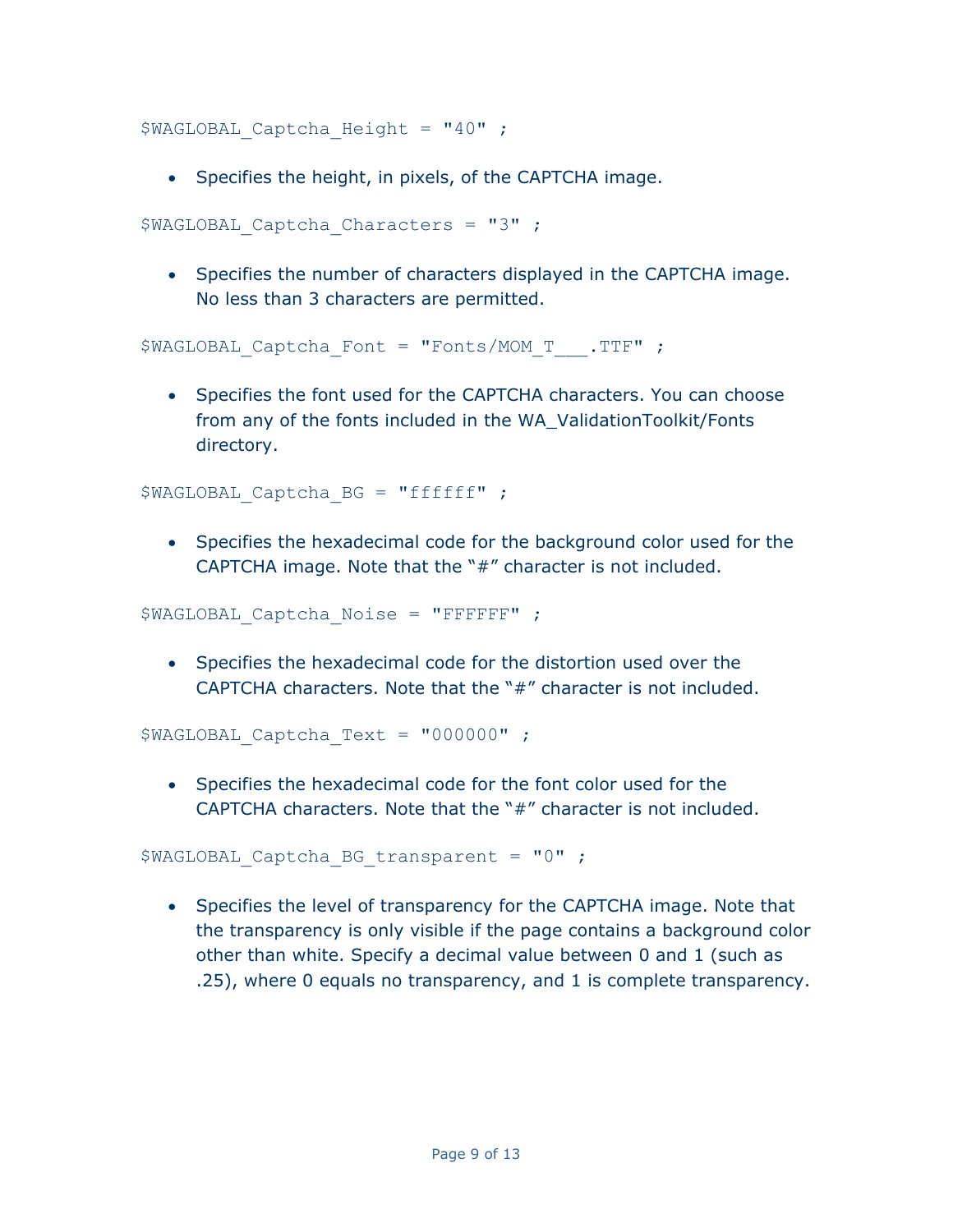```
$WAGLOBAL_Captcha_Height = "40" ;
```

- Specifies the height, in pixels, of the CAPTCHA image.

```
$WAGLOBAL_Captcha_Characters = "3" ;
```

- Specifies the number of characters displayed in the CAPTCHA image. No less than 3 characters are permitted.

```
$WAGLOBAL_Captcha_Font = "Fonts/MOM_T___.TTF" ;
```

- Specifies the font used for the CAPTCHA characters. You can choose from any of the fonts included in the WA_ValidationToolkit/Fonts directory.

```
$WAGLOBAL_Captcha_BG = "ffffff" ;
```

- Specifies the hexadecimal code for the background color used for the CAPTCHA image. Note that the "#" character is not included.

```
$WAGLOBAL_Captcha_Noise = "FFFFFF" ;
```

- Specifies the hexadecimal code for the distortion used over the CAPTCHA characters. Note that the "#" character is not included.

```
$WAGLOBAL_Captcha_Text = "000000" ;
```

- Specifies the hexadecimal code for the font color used for the CAPTCHA characters. Note that the "#" character is not included.

```
$WAGLOBAL_Captcha_BG_transparent = "0" ;
```

- Specifies the level of transparency for the CAPTCHA image. Note that the transparency is only visible if the page contains a background color other than white. Specify a decimal value between 0 and 1 (such as .25), where 0 equals no transparency, and 1 is complete transparency.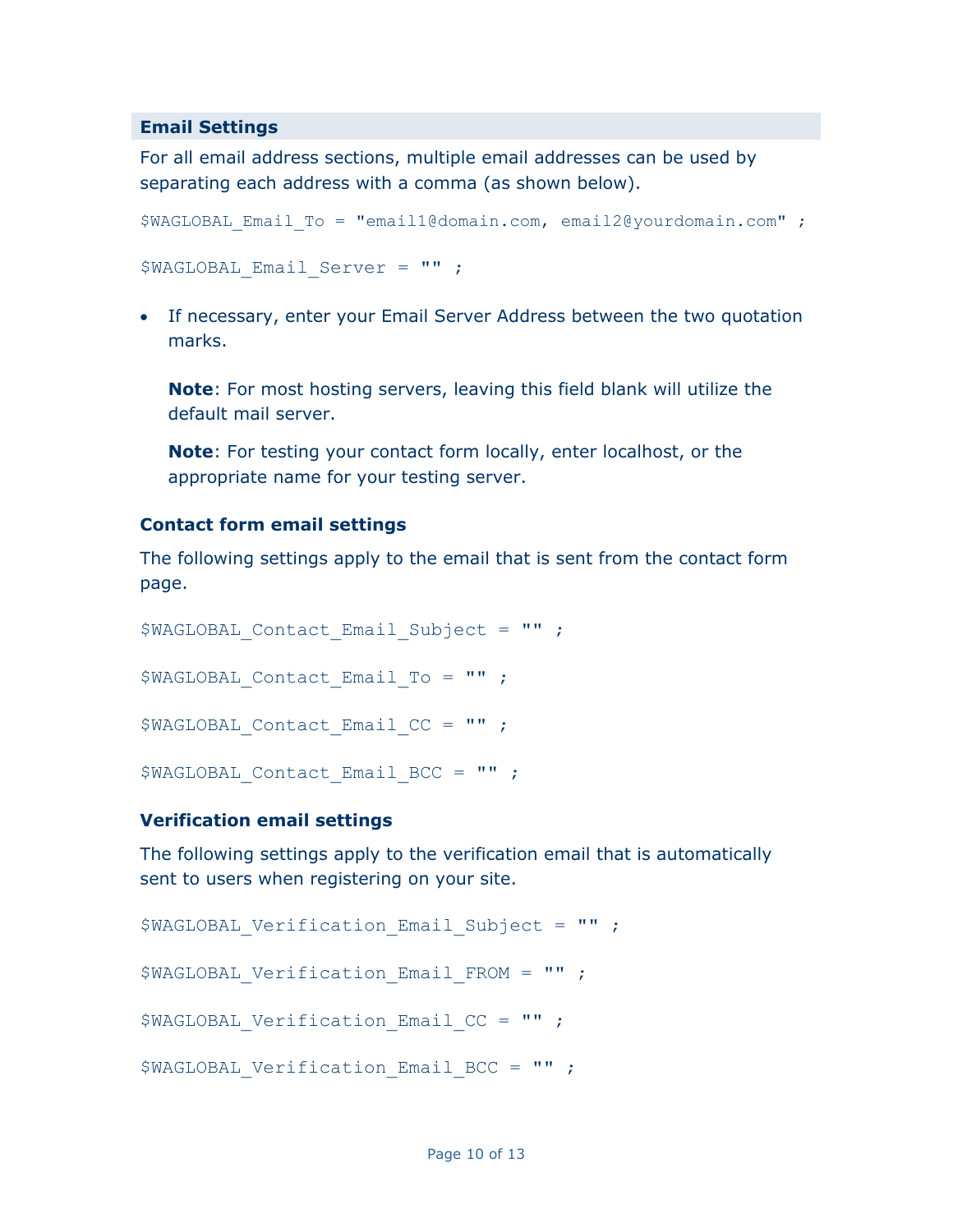## Email Settings

For all email address sections, multiple email addresses can be used by separating each address with a comma (as shown below).

```
$WAGLOBAL_Email_To = "email1@domain.com, email2@yourdomain.com" ;
```

```
$WAGLOBAL_Email_Server = "" ;
```

- If necessary, enter your Email Server Address between the two quotation marks.

  **Note**: For most hosting servers, leaving this field blank will utilize the default mail server.

  **Note**: For testing your contact form locally, enter localhost, or the appropriate name for your testing server.

### Contact form email settings

The following settings apply to the email that is sent from the contact form page.

```
$WAGLOBAL_Contact_Email_Subject = "" ;

$WAGLOBAL_Contact_Email_To = "" ;

$WAGLOBAL_Contact_Email_CC = "" ;

$WAGLOBAL_Contact_Email_BCC = "" ;
```

### Verification email settings

The following settings apply to the verification email that is automatically sent to users when registering on your site.

```
$WAGLOBAL_Verification_Email_Subject = "" ;

$WAGLOBAL_Verification_Email_FROM = "" ;

$WAGLOBAL_Verification_Email_CC = "" ;

$WAGLOBAL_Verification_Email_BCC = "" ;
```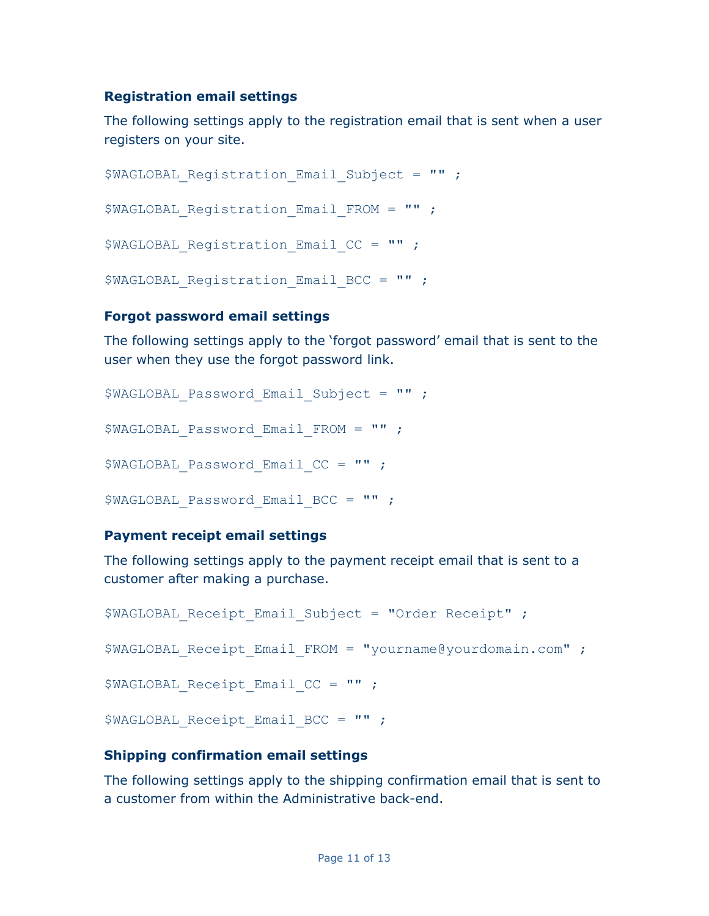### Registration email settings

The following settings apply to the registration email that is sent when a user registers on your site.

```
$WAGLOBAL_Registration_Email_Subject = "" ;

$WAGLOBAL_Registration_Email_FROM = "" ;

$WAGLOBAL_Registration_Email_CC = "" ;

$WAGLOBAL_Registration_Email_BCC = "" ;
```

### Forgot password email settings

The following settings apply to the 'forgot password' email that is sent to the user when they use the forgot password link.

```
$WAGLOBAL_Password_Email_Subject = "" ;

$WAGLOBAL_Password_Email_FROM = "" ;

$WAGLOBAL_Password_Email_CC = "" ;

$WAGLOBAL_Password_Email_BCC = "" ;
```

### Payment receipt email settings

The following settings apply to the payment receipt email that is sent to a customer after making a purchase.

```
$WAGLOBAL_Receipt_Email_Subject = "Order Receipt" ;

$WAGLOBAL_Receipt_Email_FROM = "yourname@yourdomain.com" ;

$WAGLOBAL_Receipt_Email_CC = "" ;

$WAGLOBAL_Receipt_Email_BCC = "" ;
```

### Shipping confirmation email settings

The following settings apply to the shipping confirmation email that is sent to a customer from within the Administrative back-end.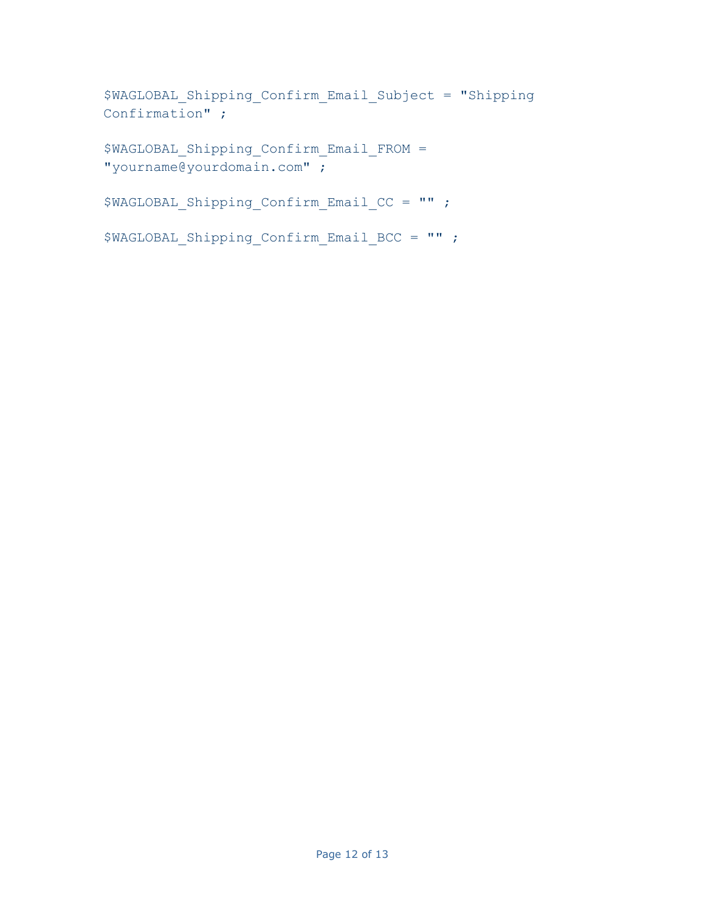```
$WAGLOBAL_Shipping_Confirm_Email_Subject = "Shipping Confirmation" ;

$WAGLOBAL_Shipping_Confirm_Email_FROM = "yourname@yourdomain.com" ;

$WAGLOBAL_Shipping_Confirm_Email_CC = "" ;

$WAGLOBAL_Shipping_Confirm_Email_BCC = "" ;
```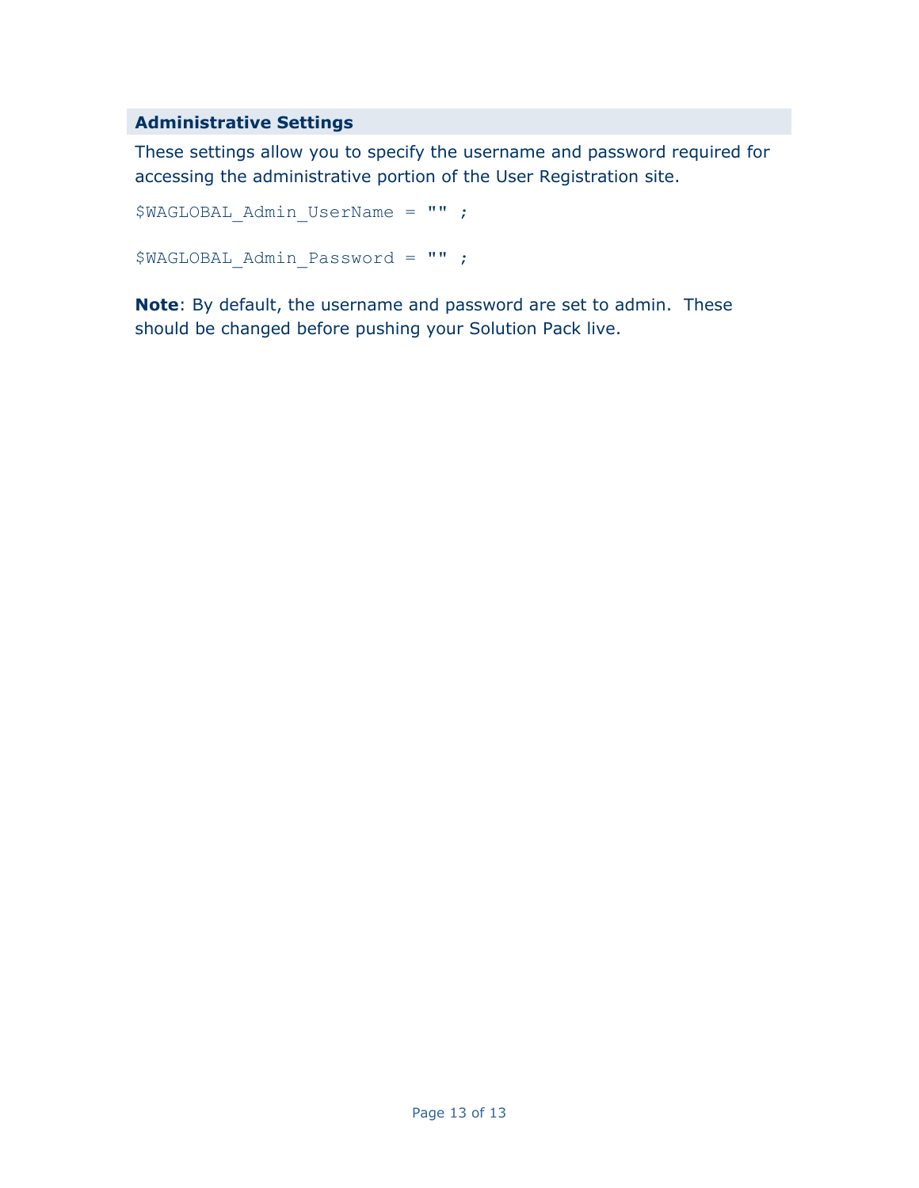## Administrative Settings

These settings allow you to specify the username and password required for accessing the administrative portion of the User Registration site.

```
$WAGLOBAL_Admin_UserName = "" ;

$WAGLOBAL_Admin_Password = "" ;
```

**Note**: By default, the username and password are set to admin. These should be changed before pushing your Solution Pack live.